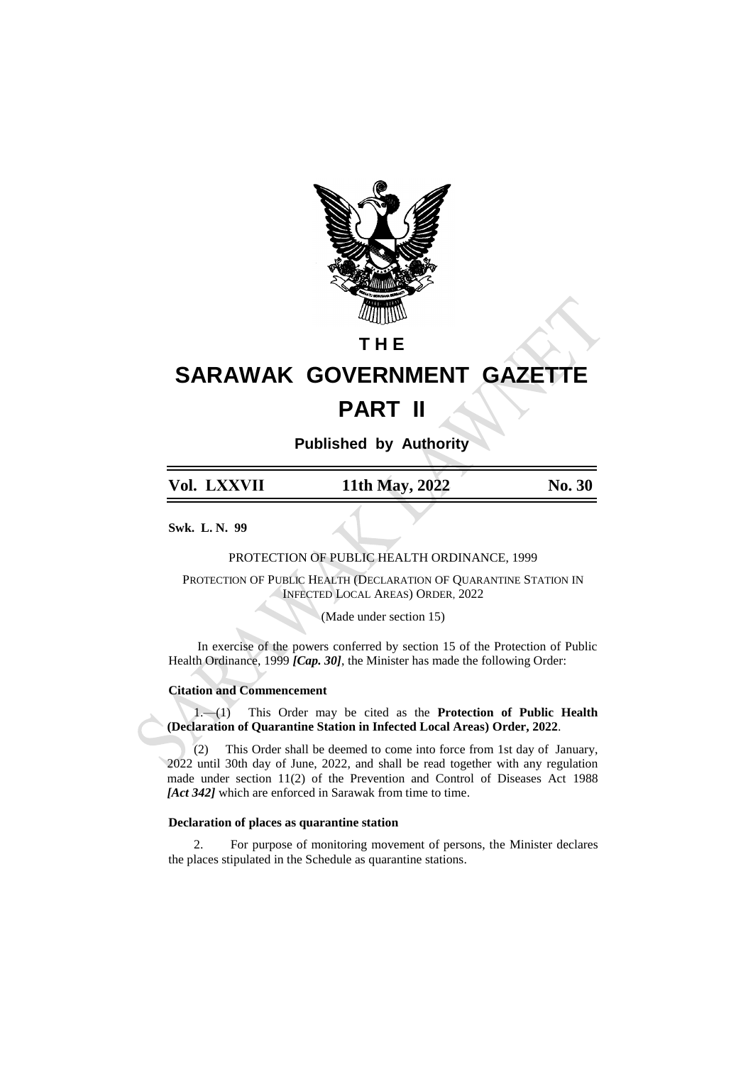# THE

# SARAWAK GOVERNMENT GAZETTE

# PART II

**Published by Authority**

| Vol. LXXVII | 11th May, 2022 | No. 30 |
|---|---|---|

**Swk. L. N. 99**

PROTECTION OF PUBLIC HEALTH ORDINANCE, 1999

PROTECTION OF PUBLIC HEALTH (DECLARATION OF QUARANTINE STATION IN INFECTED LOCAL AREAS) ORDER, 2022

(Made under section 15)

In exercise of the powers conferred by section 15 of the Protection of Public Health Ordinance, 1999 ***[Cap. 30]***, the Minister has made the following Order:

**Citation and Commencement**

1.—(1) This Order may be cited as the **Protection of Public Health (Declaration of Quarantine Station in Infected Local Areas) Order, 2022**.

(2) This Order shall be deemed to come into force from 1st day of January, 2022 until 30th day of June, 2022, and shall be read together with any regulation made under section 11(2) of the Prevention and Control of Diseases Act 1988 ***[Act 342]*** which are enforced in Sarawak from time to time.

**Declaration of places as quarantine station**

2. For purpose of monitoring movement of persons, the Minister declares the places stipulated in the Schedule as quarantine stations.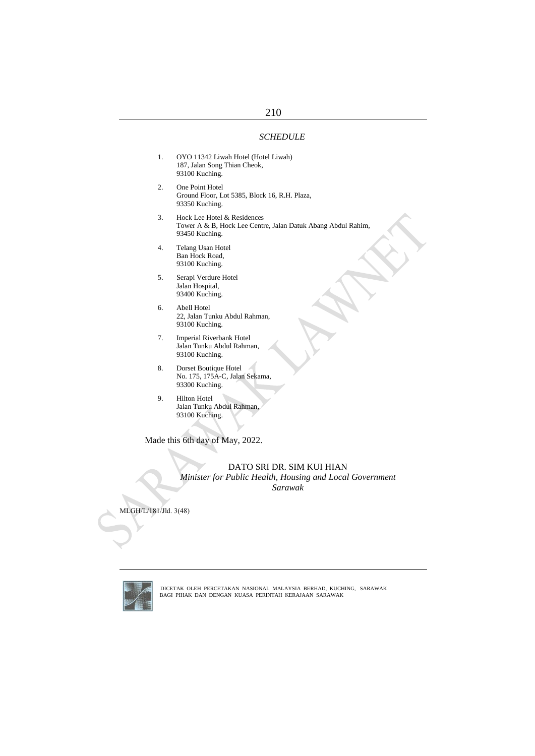*SCHEDULE*

1. OYO 11342 Liwah Hotel (Hotel Liwah)
   187, Jalan Song Thian Cheok,
   93100 Kuching.

2. One Point Hotel
   Ground Floor, Lot 5385, Block 16, R.H. Plaza,
   93350 Kuching.

3. Hock Lee Hotel & Residences
   Tower A & B, Hock Lee Centre, Jalan Datuk Abang Abdul Rahim,
   93450 Kuching.

4. Telang Usan Hotel
   Ban Hock Road,
   93100 Kuching.

5. Serapi Verdure Hotel
   Jalan Hospital,
   93400 Kuching.

6. Abell Hotel
   22, Jalan Tunku Abdul Rahman,
   93100 Kuching.

7. Imperial Riverbank Hotel
   Jalan Tunku Abdul Rahman,
   93100 Kuching.

8. Dorset Boutique Hotel
   No. 175, 175A-C, Jalan Sekama,
   93300 Kuching.

9. Hilton Hotel
   Jalan Tunku Abdul Rahman,
   93100 Kuching.

Made this 6th day of May, 2022.

DATO SRI DR. SIM KUI HIAN
*Minister for Public Health, Housing and Local Government*
*Sarawak*

MLGH/L/181/Jld. 3(48)

DICETAK OLEH PERCETAKAN NASIONAL MALAYSIA BERHAD, KUCHING, SARAWAK
BAGI PIHAK DAN DENGAN KUASA PERINTAH KERAJAAN SARAWAK